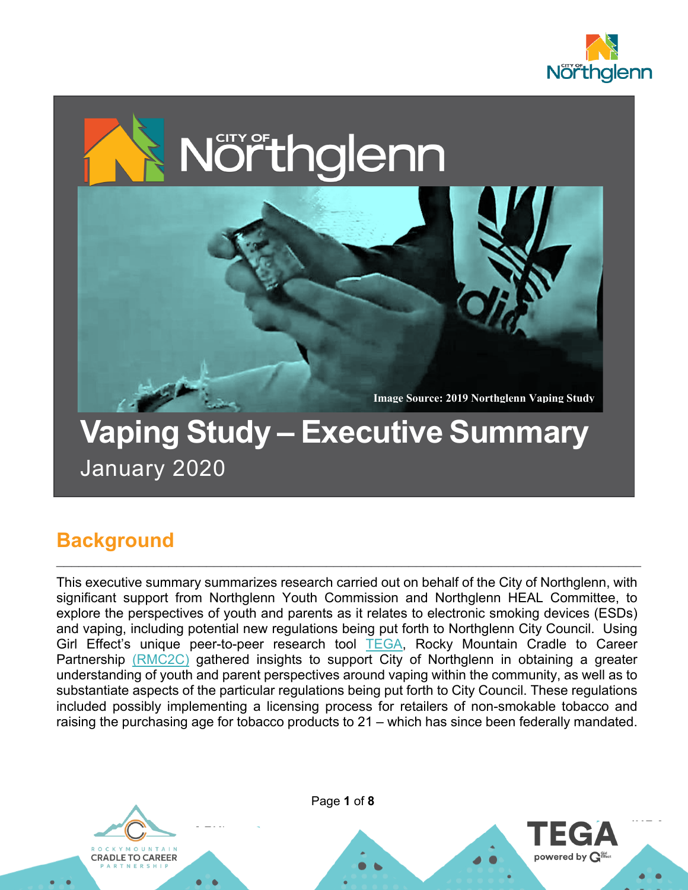# Vaping Study – Executive Summary

January 2020

Image Source: 2019 Northglenn Vaping Study

## Background

This executive summary summarizes research carried out on behalf of the City of Northglenn, with significant support from Northglenn Youth Commission and Northglenn HEAL Committee, to explore the perspectives of youth and parents as it relates to electronic smoking devices (ESDs) and vaping, including potential new regulations being put forth to Northglenn City Council. Using Girl Effect's unique peer-to-peer research tool TEGA, Rocky Mountain Cradle to Career Partnership (RMC2C) gathered insights to support City of Northglenn in obtaining a greater understanding of youth and parent perspectives around vaping within the community, as well as to substantiate aspects of the particular regulations being put forth to City Council. These regulations included possibly implementing a licensing process for retailers of non-smokable tobacco and raising the purchasing age for tobacco products to 21 – which has since been federally mandated.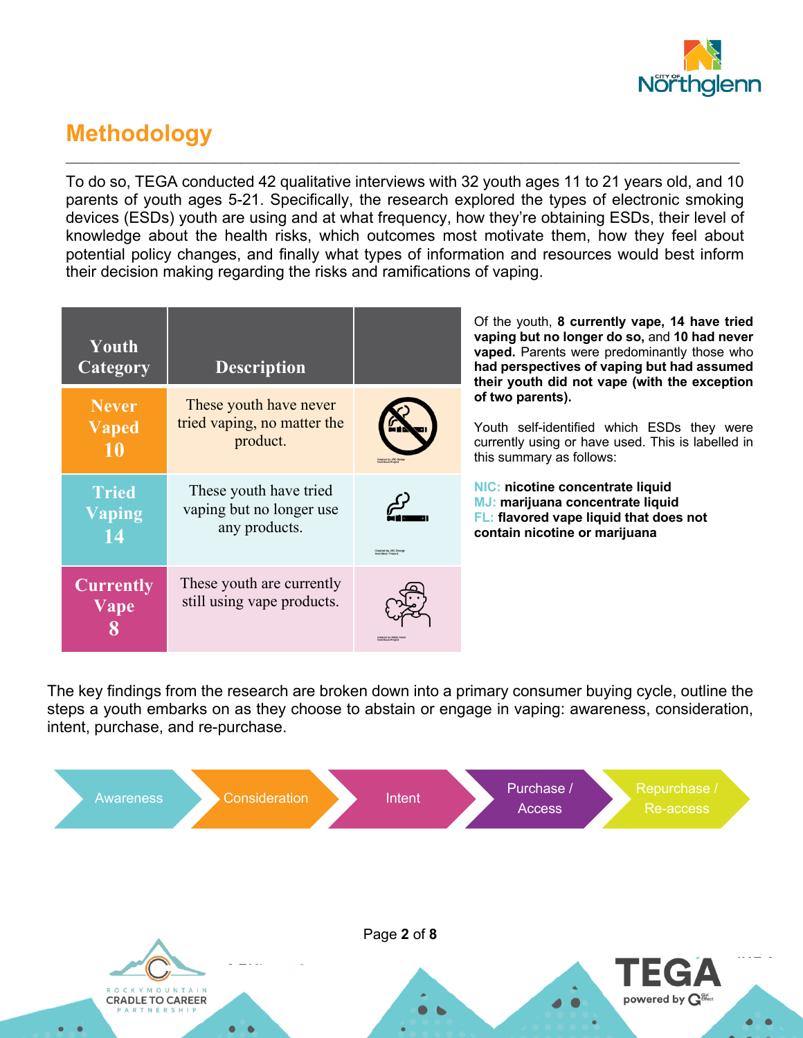## Methodology

To do so, TEGA conducted 42 qualitative interviews with 32 youth ages 11 to 21 years old, and 10 parents of youth ages 5-21. Specifically, the research explored the types of electronic smoking devices (ESDs) youth are using and at what frequency, how they're obtaining ESDs, their level of knowledge about the health risks, which outcomes most motivate them, how they feel about potential policy changes, and finally what types of information and resources would best inform their decision making regarding the risks and ramifications of vaping.

| Youth Category | Description | |
|---|---|---|
| Never Vaped 10 | These youth have never tried vaping, no matter the product. | |
| Tried Vaping 14 | These youth have tried vaping but no longer use any products. | |
| Currently Vape 8 | These youth are currently still using vape products. | |

Of the youth, **8 currently vape, 14 have tried vaping but no longer do so,** and **10 had never vaped.** Parents were predominantly those who **had perspectives of vaping but had assumed their youth did not vape (with the exception of two parents).**

Youth self-identified which ESDs they were currently using or have used. This is labelled in this summary as follows:

**NIC: nicotine concentrate liquid**
**MJ: marijuana concentrate liquid**
**FL: flavored vape liquid that does not contain nicotine or marijuana**

The key findings from the research are broken down into a primary consumer buying cycle, outline the steps a youth embarks on as they choose to abstain or engage in vaping: awareness, consideration, intent, purchase, and re-purchase.

Awareness → Consideration → Intent → Purchase / Access → Repurchase / Re-access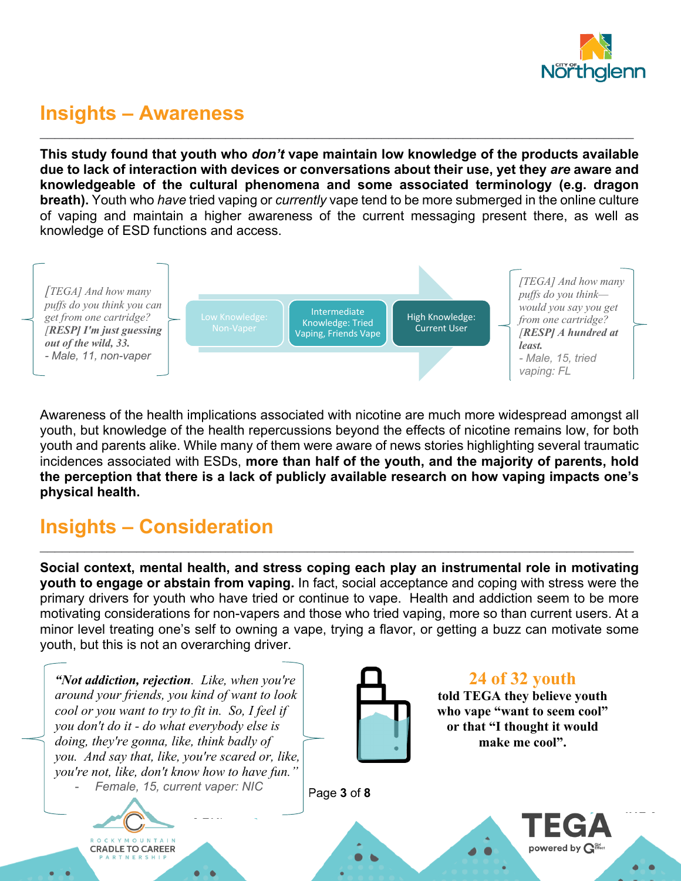## Insights – Awareness

**This study found that youth who *don't* vape maintain low knowledge of the products available due to lack of interaction with devices or conversations about their use, yet they *are* aware and knowledgeable of the cultural phenomena and some associated terminology (e.g. dragon breath).** Youth who *have* tried vaping or *currently* vape tend to be more submerged in the online culture of vaping and maintain a higher awareness of the current messaging present there, as well as knowledge of ESD functions and access.

*[TEGA] And how many puffs do you think you can get from one cartridge? **[RESP] I'm just guessing out of the wild, 33.***
*- Male, 11, non-vaper*

Low Knowledge: Non-Vaper → Intermediate Knowledge: Tried Vaping, Friends Vape → High Knowledge: Current User

*[TEGA] And how many puffs do you think— would you say you get from one cartridge? **[RESP] A hundred at least.***
*- Male, 15, tried vaping: FL*

Awareness of the health implications associated with nicotine are much more widespread amongst all youth, but knowledge of the health repercussions beyond the effects of nicotine remains low, for both youth and parents alike. While many of them were aware of news stories highlighting several traumatic incidences associated with ESDs, **more than half of the youth, and the majority of parents, hold the perception that there is a lack of publicly available research on how vaping impacts one's physical health.**

## Insights – Consideration

**Social context, mental health, and stress coping each play an instrumental role in motivating youth to engage or abstain from vaping.** In fact, social acceptance and coping with stress were the primary drivers for youth who have tried or continue to vape. Health and addiction seem to be more motivating considerations for non-vapers and those who tried vaping, more so than current users. At a minor level treating one's self to owning a vape, trying a flavor, or getting a buzz can motivate some youth, but this is not an overarching driver.

*"**Not addiction, rejection**. Like, when you're around your friends, you kind of want to look cool or you want to try to fit in. So, I feel if you don't do it - do what everybody else is doing, they're gonna, like, think badly of you. And say that, like, you're scared or, like, you're not, like, don't know how to have fun."*
*- Female, 15, current vaper: NIC*

**24 of 32 youth**
**told TEGA they believe youth who vape "want to seem cool" or that "I thought it would make me cool".**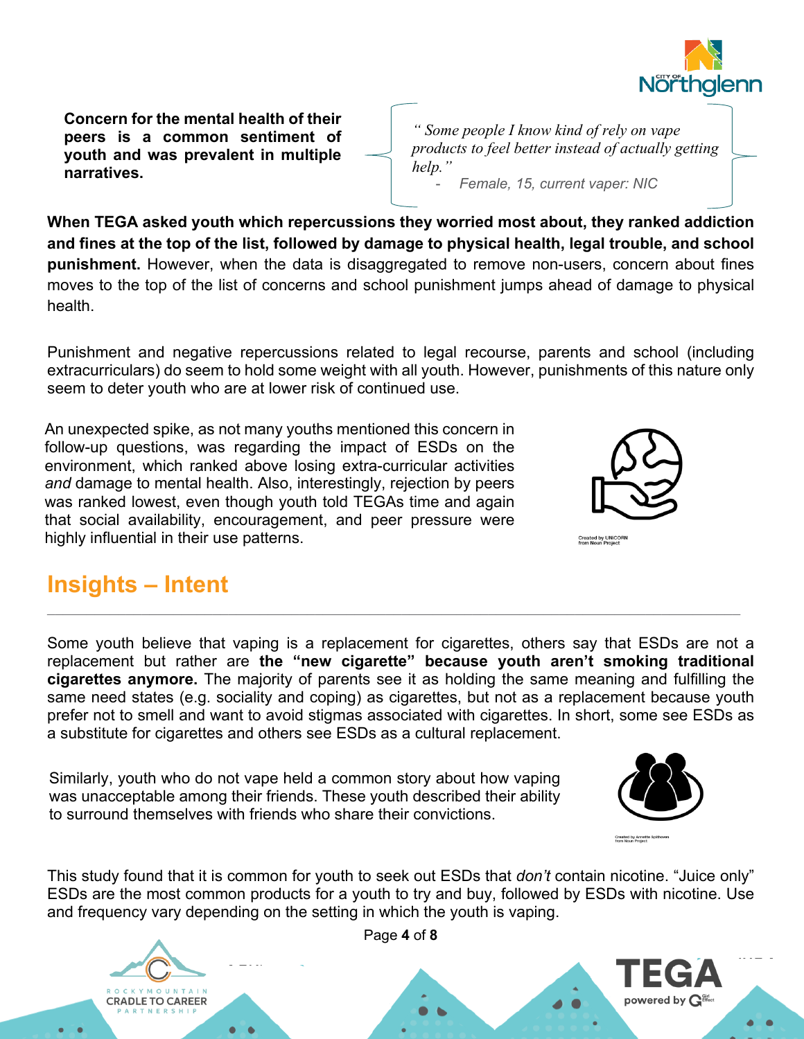**Concern for the mental health of their peers is a common sentiment of youth and was prevalent in multiple narratives.**

> *" Some people I know kind of rely on vape products to feel better instead of actually getting help."*
>
> - *Female, 15, current vaper: NIC*

**When TEGA asked youth which repercussions they worried most about, they ranked addiction and fines at the top of the list, followed by damage to physical health, legal trouble, and school punishment.** However, when the data is disaggregated to remove non-users, concern about fines moves to the top of the list of concerns and school punishment jumps ahead of damage to physical health.

Punishment and negative repercussions related to legal recourse, parents and school (including extracurriculars) do seem to hold some weight with all youth. However, punishments of this nature only seem to deter youth who are at lower risk of continued use.

An unexpected spike, as not many youths mentioned this concern in follow-up questions, was regarding the impact of ESDs on the environment, which ranked above losing extra-curricular activities *and* damage to mental health. Also, interestingly, rejection by peers was ranked lowest, even though youth told TEGAs time and again that social availability, encouragement, and peer pressure were highly influential in their use patterns.

## Insights – Intent

Some youth believe that vaping is a replacement for cigarettes, others say that ESDs are not a replacement but rather are **the "new cigarette" because youth aren't smoking traditional cigarettes anymore.** The majority of parents see it as holding the same meaning and fulfilling the same need states (e.g. sociality and coping) as cigarettes, but not as a replacement because youth prefer not to smell and want to avoid stigmas associated with cigarettes. In short, some see ESDs as a substitute for cigarettes and others see ESDs as a cultural replacement.

Similarly, youth who do not vape held a common story about how vaping was unacceptable among their friends. These youth described their ability to surround themselves with friends who share their convictions.

This study found that it is common for youth to seek out ESDs that *don't* contain nicotine. "Juice only" ESDs are the most common products for a youth to try and buy, followed by ESDs with nicotine. Use and frequency vary depending on the setting in which the youth is vaping.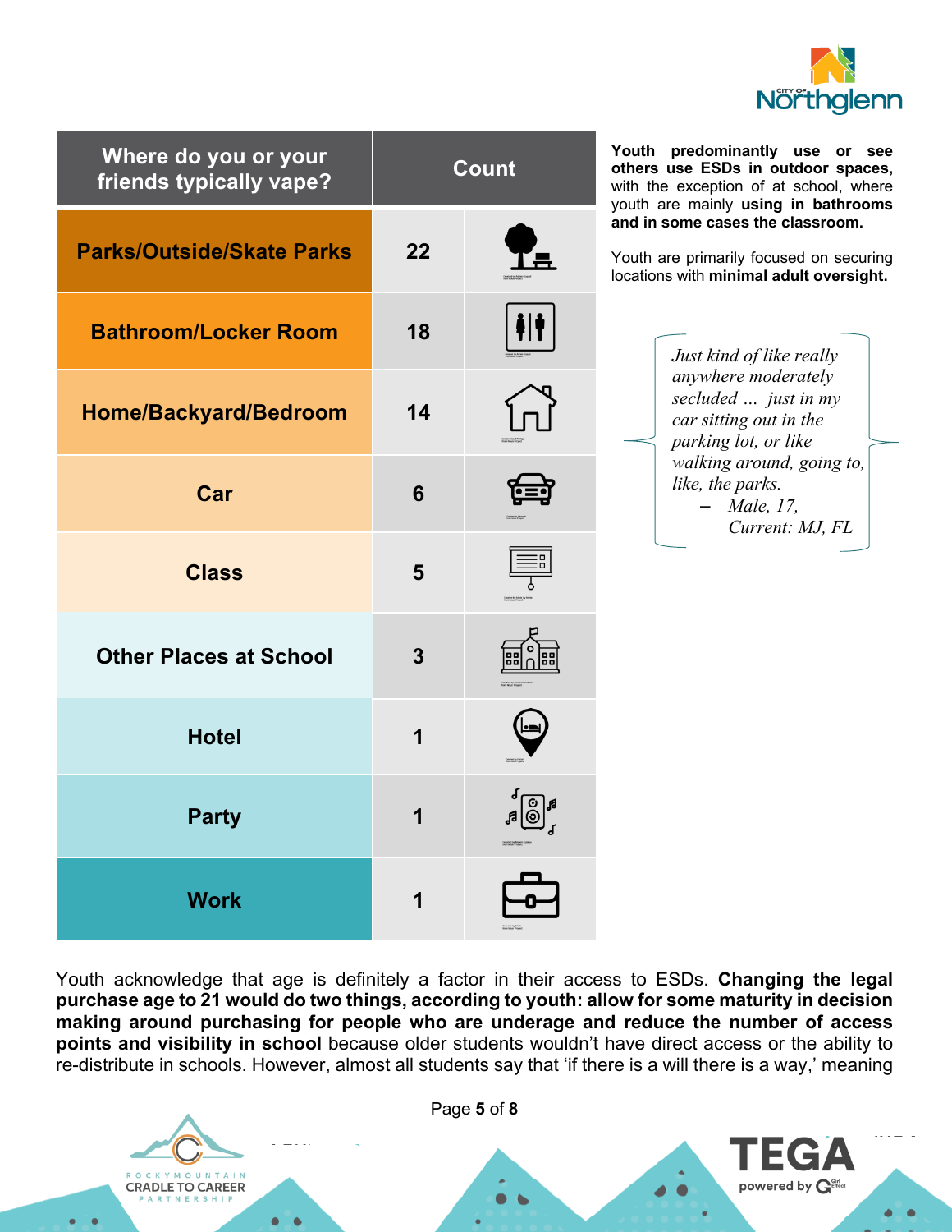| Where do you or your friends typically vape? | Count |
|---|---|
| Parks/Outside/Skate Parks | 22 |
| Bathroom/Locker Room | 18 |
| Home/Backyard/Bedroom | 14 |
| Car | 6 |
| Class | 5 |
| Other Places at School | 3 |
| Hotel | 1 |
| Party | 1 |
| Work | 1 |

**Youth predominantly use or see others use ESDs in outdoor spaces,** with the exception of at school, where youth are mainly **using in bathrooms and in some cases the classroom.**

Youth are primarily focused on securing locations with **minimal adult oversight.**

> *Just kind of like really anywhere moderately secluded ... just in my car sitting out in the parking lot, or like walking around, going to, like, the parks.*
>
> – *Male, 17, Current: MJ, FL*

Youth acknowledge that age is definitely a factor in their access to ESDs. **Changing the legal purchase age to 21 would do two things, according to youth: allow for some maturity in decision making around purchasing for people who are underage and reduce the number of access points and visibility in school** because older students wouldn't have direct access or the ability to re-distribute in schools. However, almost all students say that 'if there is a will there is a way,' meaning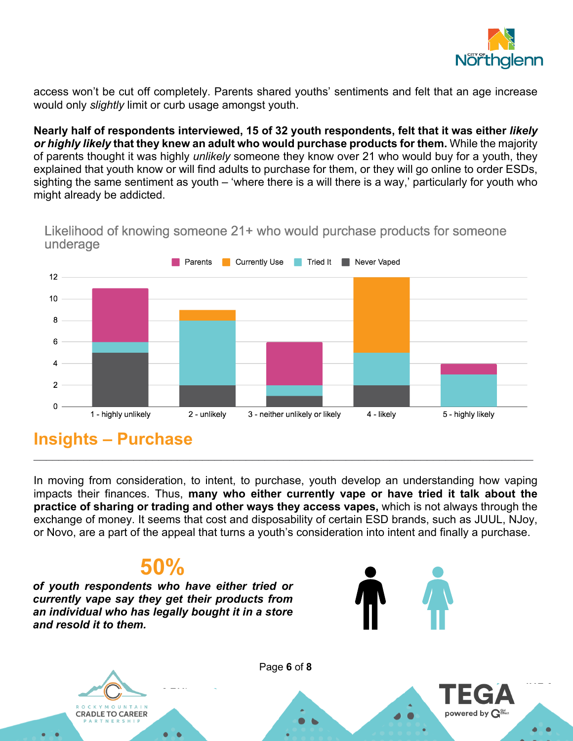access won't be cut off completely. Parents shared youths' sentiments and felt that an age increase would only *slightly* limit or curb usage amongst youth.

**Nearly half of respondents interviewed, 15 of 32 youth respondents, felt that it was either *likely or highly likely* that they knew an adult who would purchase products for them.** While the majority of parents thought it was highly *unlikely* someone they know over 21 who would buy for a youth, they explained that youth know or will find adults to purchase for them, or they will go online to order ESDs, sighting the same sentiment as youth – 'where there is a will there is a way,' particularly for youth who might already be addicted.

Likelihood of knowing someone 21+ who would purchase products for someone underage

| | Parents | Currently Use | Tried It | Never Vaped |
|---|---|---|---|---|
| 1 - highly unlikely | 5 | 0 | 1 | 5 |
| 2 - unlikely | 0 | 1 | 6 | 2 |
| 3 - neither unlikely or likely | 4 | 0 | 1 | 1 |
| 4 - likely | 0 | 7 | 3 | 2 |
| 5 - highly likely | 1 | 0 | 3 | 0 |

## Insights – Purchase

In moving from consideration, to intent, to purchase, youth develop an understanding how vaping impacts their finances. Thus, **many who either currently vape or have tried it talk about the practice of sharing or trading and other ways they access vapes,** which is not always through the exchange of money. It seems that cost and disposability of certain ESD brands, such as JUUL, NJoy, or Novo, are a part of the appeal that turns a youth's consideration into intent and finally a purchase.

**50%**

***of youth respondents who have either tried or currently vape say they get their products from an individual who has legally bought it in a store and resold it to them.***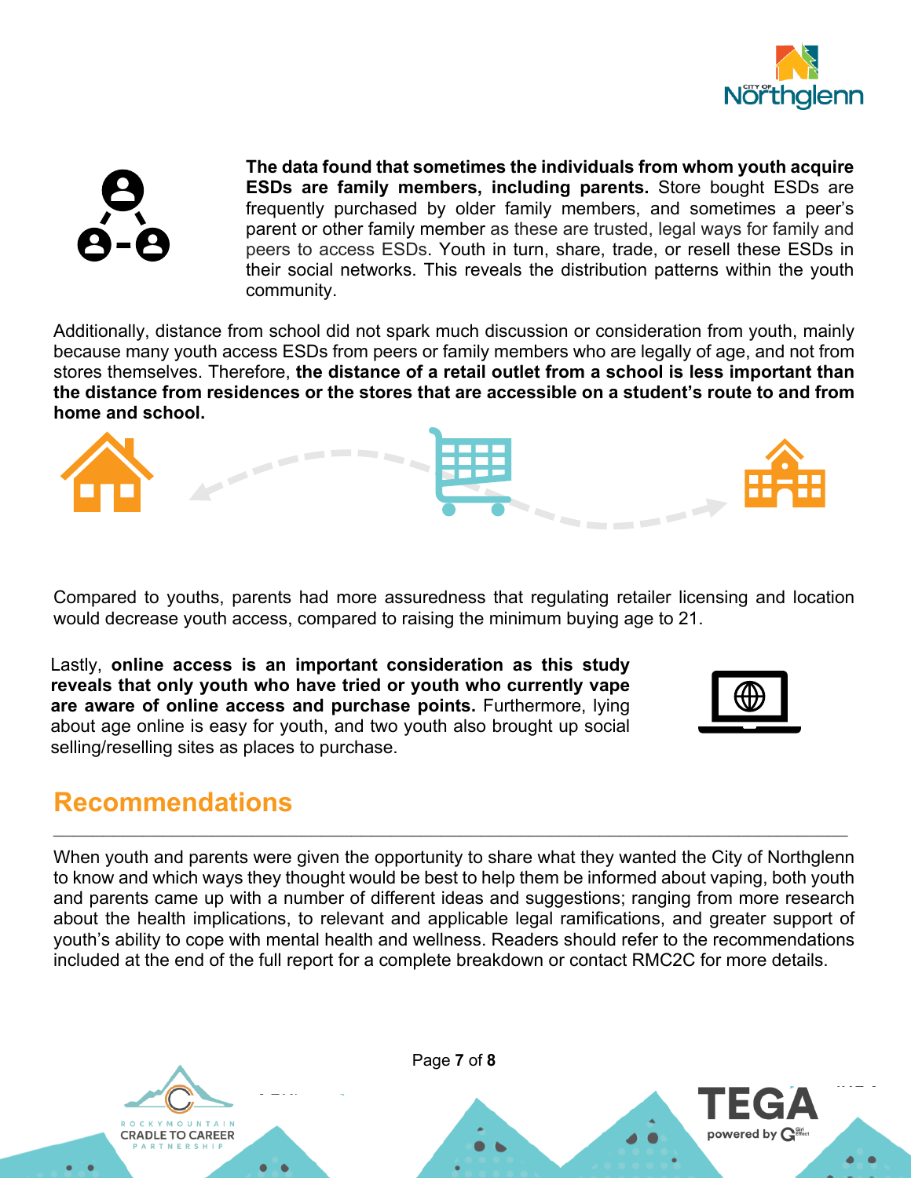**The data found that sometimes the individuals from whom youth acquire ESDs are family members, including parents.** Store bought ESDs are frequently purchased by older family members, and sometimes a peer's parent or other family member as these are trusted, legal ways for family and peers to access ESDs. Youth in turn, share, trade, or resell these ESDs in their social networks. This reveals the distribution patterns within the youth community.

Additionally, distance from school did not spark much discussion or consideration from youth, mainly because many youth access ESDs from peers or family members who are legally of age, and not from stores themselves. Therefore, **the distance of a retail outlet from a school is less important than the distance from residences or the stores that are accessible on a student's route to and from home and school.**

Compared to youths, parents had more assuredness that regulating retailer licensing and location would decrease youth access, compared to raising the minimum buying age to 21.

Lastly, **online access is an important consideration as this study reveals that only youth who have tried or youth who currently vape are aware of online access and purchase points.** Furthermore, lying about age online is easy for youth, and two youth also brought up social selling/reselling sites as places to purchase.

## Recommendations

When youth and parents were given the opportunity to share what they wanted the City of Northglenn to know and which ways they thought would be best to help them be informed about vaping, both youth and parents came up with a number of different ideas and suggestions; ranging from more research about the health implications, to relevant and applicable legal ramifications, and greater support of youth's ability to cope with mental health and wellness. Readers should refer to the recommendations included at the end of the full report for a complete breakdown or contact RMC2C for more details.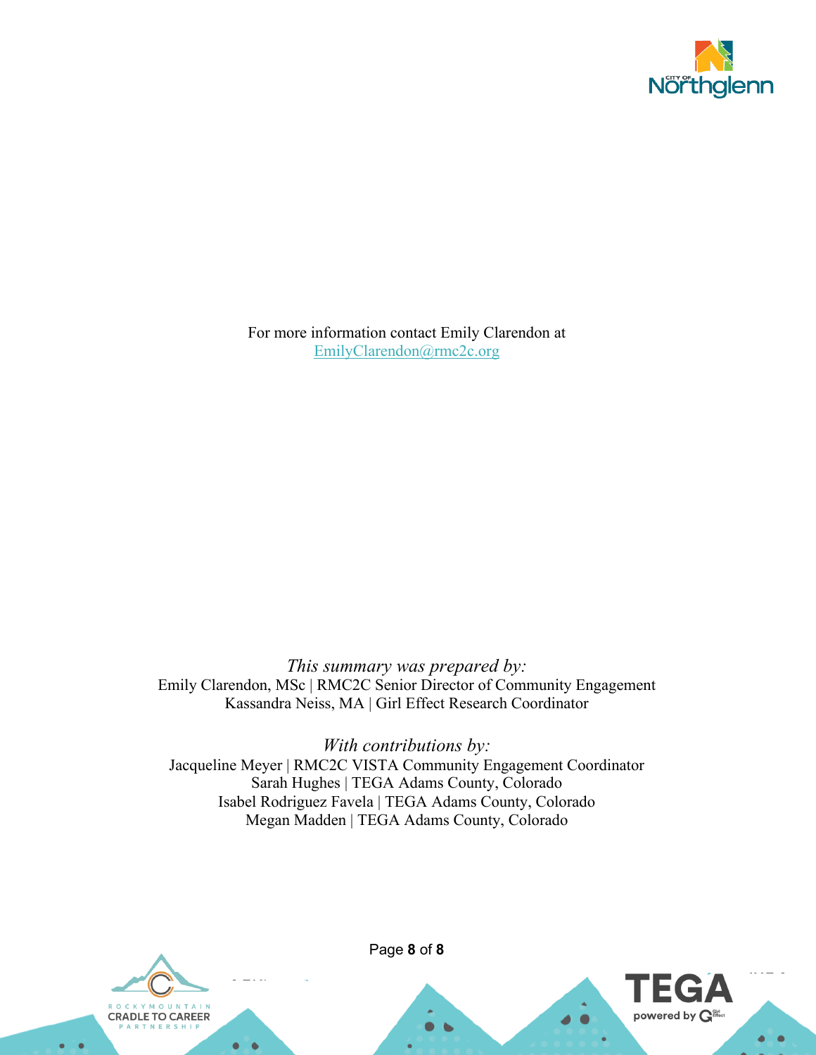For more information contact Emily Clarendon at
EmilyClarendon@rmc2c.org

*This summary was prepared by:*
Emily Clarendon, MSc | RMC2C Senior Director of Community Engagement
Kassandra Neiss, MA | Girl Effect Research Coordinator

*With contributions by:*
Jacqueline Meyer | RMC2C VISTA Community Engagement Coordinator
Sarah Hughes | TEGA Adams County, Colorado
Isabel Rodriguez Favela | TEGA Adams County, Colorado
Megan Madden | TEGA Adams County, Colorado